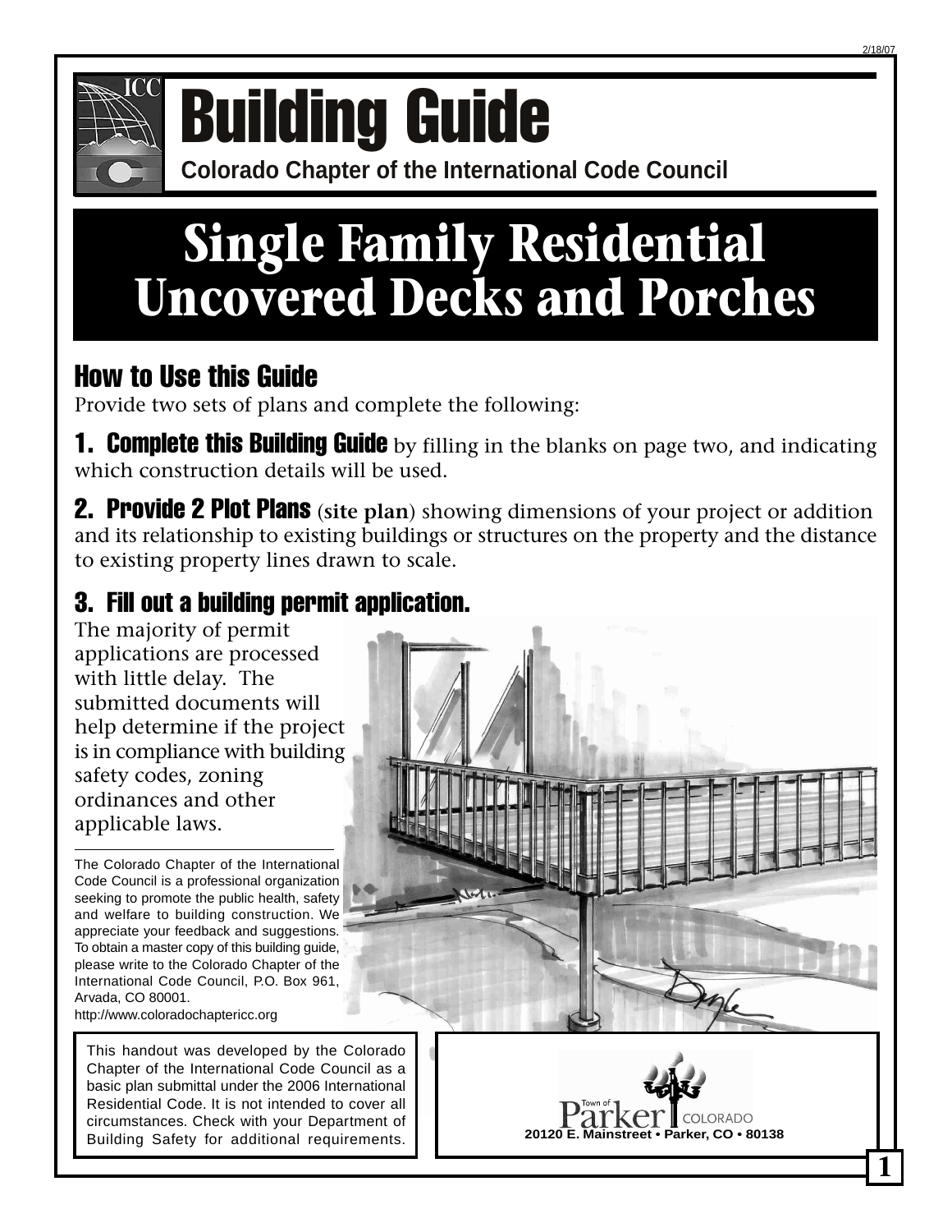# Building Guide

**Colorado Chapter of the International Code Council**

# Single Family Residential Uncovered Decks and Porches

## How to Use this Guide

Provide two sets of plans and complete the following:

**1. Complete this Building Guide** by filling in the blanks on page two, and indicating which construction details will be used.

**2. Provide 2 Plot Plans** (**site plan**) showing dimensions of your project or addition and its relationship to existing buildings or structures on the property and the distance to existing property lines drawn to scale.

### 3. Fill out a building permit application.

The majority of permit applications are processed with little delay. The submitted documents will help determine if the project is in compliance with building safety codes, zoning ordinances and other applicable laws.

---

The Colorado Chapter of the International Code Council is a professional organization seeking to promote the public health, safety and welfare to building construction. We appreciate your feedback and suggestions. To obtain a master copy of this building guide, please write to the Colorado Chapter of the International Code Council, P.O. Box 961, Arvada, CO 80001.
http://www.coloradochaptericc.org

This handout was developed by the Colorado Chapter of the International Code Council as a basic plan submittal under the 2006 International Residential Code. It is not intended to cover all circumstances. Check with your Department of Building Safety for additional requirements.

Town of Parker COLORADO
20120 E. Mainstreet • Parker, CO • 80138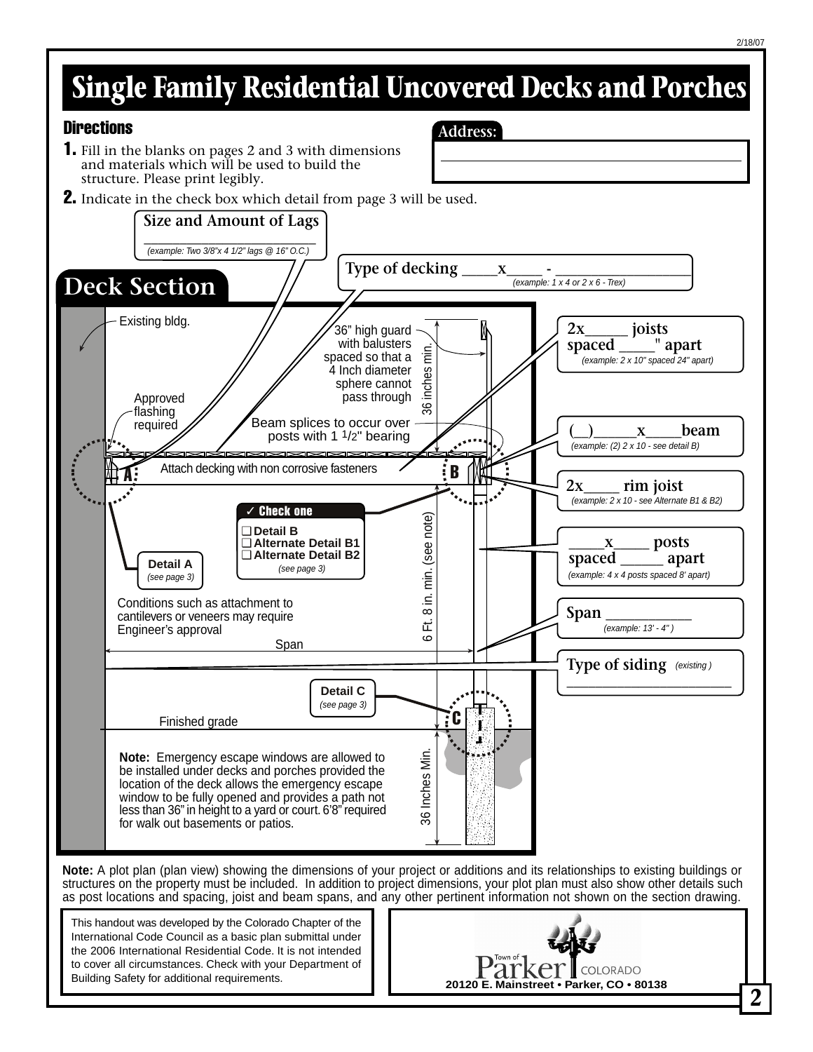# Single Family Residential Uncovered Decks and Porches

## Directions

**1.** Fill in the blanks on pages 2 and 3 with dimensions and materials which will be used to build the structure. Please print legibly.

**2.** Indicate in the check box which detail from page 3 will be used.

**Address:** ______________________________

## Deck Section

**Size and Amount of Lags** ______________________
*(example: Two 3/8"x 4 1/2" lags @ 16" O.C.)*

**Type of decking** ____x____ - ______________
*(example: 1 x 4 or 2 x 6 - Trex)*

**2x_____ joists spaced ____" apart**
*(example: 2 x 10" spaced 24" apart)*

**(__)_____x____beam**
*(example: (2) 2 x 10 - see detail B)*

**2x____ rim joist**
*(example: 2 x 10 - see Alternate B1 & B2)*

**____x____ posts spaced _____ apart**
*(example: 4 x 4 posts spaced 8' apart)*

**Span __________**
*(example: 13' - 4" )*

**Type of siding** *(existing )* ______________________

Existing bldg.

36" high guard with balusters spaced so that a 4 Inch diameter sphere cannot pass through

36 inches min.

Approved flashing required

Beam splices to occur over posts with 1 1/2" bearing

A — Attach decking with non corrosive fasteners — B

✓ Check one
- ❑ Detail B
- ❑ Alternate Detail B1
- ❑ Alternate Detail B2

*(see page 3)*

**Detail A** *(see page 3)*

6 Ft. 8 in. min. (see note)

Conditions such as attachment to cantilevers or veneers may require Engineer's approval

Span

**Detail C** *(see page 3)*

C

Finished grade

**Note:** Emergency escape windows are allowed to be installed under decks and porches provided the location of the deck allows the emergency escape window to be fully opened and provides a path not less than 36" in height to a yard or court. 6'8" required for walk out basements or patios.

36 Inches Min.

**Note:** A plot plan (plan view) showing the dimensions of your project or additions and its relationships to existing buildings or structures on the property must be included. In addition to project dimensions, your plot plan must also show other details such as post locations and spacing, joist and beam spans, and any other pertinent information not shown on the section drawing.

This handout was developed by the Colorado Chapter of the International Code Council as a basic plan submittal under the 2006 International Residential Code. It is not intended to cover all circumstances. Check with your Department of Building Safety for additional requirements.

Town of Parker COLORADO
**20120 E. Mainstreet • Parker, CO • 80138**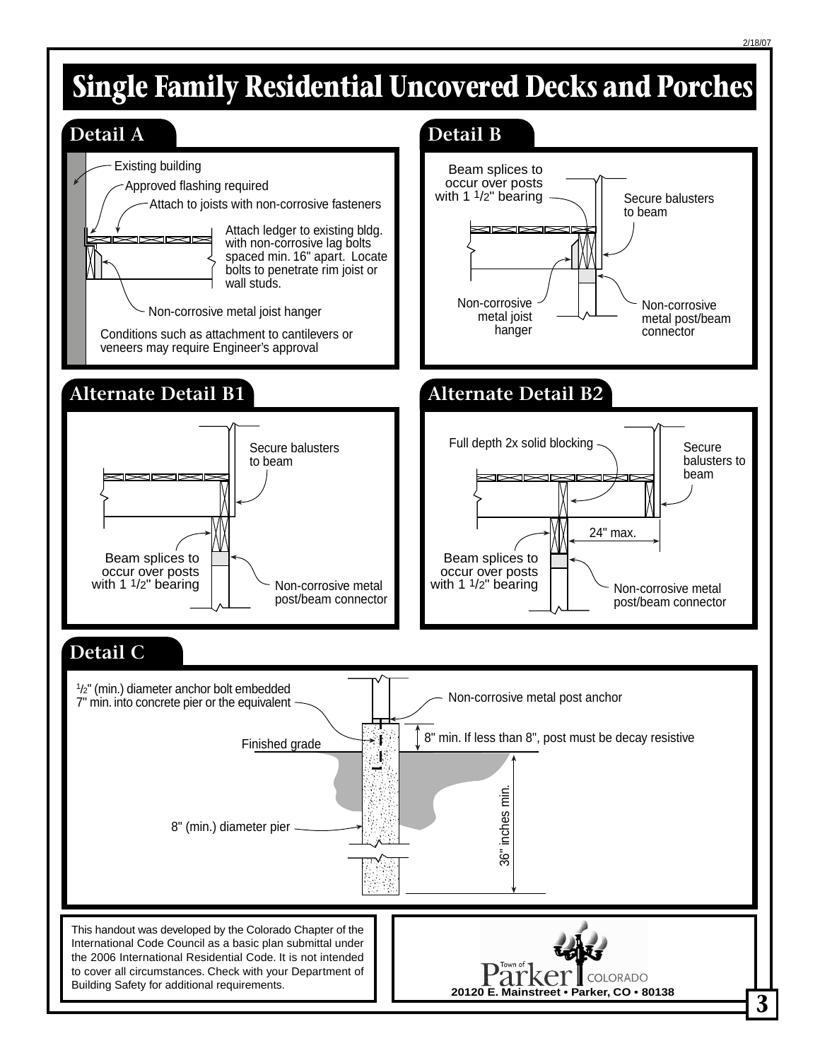# Single Family Residential Uncovered Decks and Porches

## Detail A

Existing building

Approved flashing required

Attach to joists with non-corrosive fasteners

Attach ledger to existing bldg. with non-corrosive lag bolts spaced min. 16" apart. Locate bolts to penetrate rim joist or wall studs.

Non-corrosive metal joist hanger

Conditions such as attachment to cantilevers or veneers may require Engineer's approval

## Detail B

Beam splices to occur over posts with 1 1/2" bearing

Secure balusters to beam

Non-corrosive metal joist hanger

Non-corrosive metal post/beam connector

## Alternate Detail B1

Secure balusters to beam

Beam splices to occur over posts with 1 1/2" bearing

Non-corrosive metal post/beam connector

## Alternate Detail B2

Full depth 2x solid blocking

Secure balusters to beam

24" max.

Beam splices to occur over posts with 1 1/2" bearing

Non-corrosive metal post/beam connector

## Detail C

1/2" (min.) diameter anchor bolt embedded 7" min. into concrete pier or the equivalent

Non-corrosive metal post anchor

8" min. If less than 8", post must be decay resistive

Finished grade

8" (min.) diameter pier

36" inches min.

This handout was developed by the Colorado Chapter of the International Code Council as a basic plan submittal under the 2006 International Residential Code. It is not intended to cover all circumstances. Check with your Department of Building Safety for additional requirements.

Town of Parker COLORADO

20120 E. Mainstreet • Parker, CO • 80138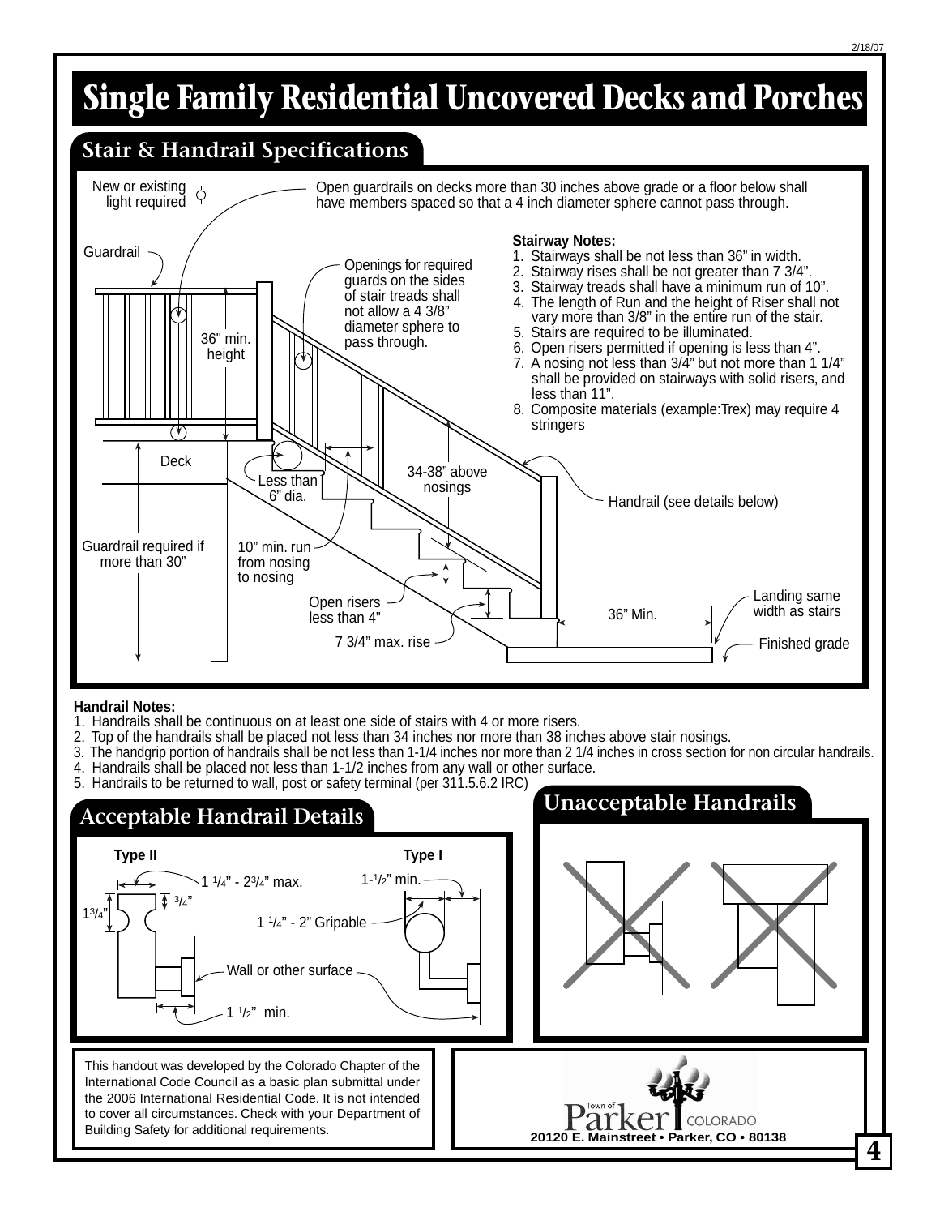# Single Family Residential Uncovered Decks and Porches

## Stair & Handrail Specifications

New or existing light required

Open guardrails on decks more than 30 inches above grade or a floor below shall have members spaced so that a 4 inch diameter sphere cannot pass through.

Guardrail

Openings for required guards on the sides of stair treads shall not allow a 4 3/8" diameter sphere to pass through.

36" min. height

Deck

Less than 6" dia.

34-38" above nosings

Handrail (see details below)

Guardrail required if more than 30"

10" min. run from nosing to nosing

Open risers less than 4"

7 3/4" max. rise

36" Min.

Landing same width as stairs

Finished grade

**Stairway Notes:**

1. Stairways shall be not less than 36" in width.
2. Stairway rises shall be not greater than 7 3/4".
3. Stairway treads shall have a minimum run of 10".
4. The length of Run and the height of Riser shall not vary more than 3/8" in the entire run of the stair.
5. Stairs are required to be illuminated.
6. Open risers permitted if opening is less than 4".
7. A nosing not less than 3/4" but not more than 1 1/4" shall be provided on stairways with solid risers, and less than 11".
8. Composite materials (example:Trex) may require 4 stringers

**Handrail Notes:**

1. Handrails shall be continuous on at least one side of stairs with 4 or more risers.
2. Top of the handrails shall be placed not less than 34 inches nor more than 38 inches above stair nosings.
3. The handgrip portion of handrails shall be not less than 1-1/4 inches nor more than 2 1/4 inches in cross section for non circular handrails.
4. Handrails shall be placed not less than 1-1/2 inches from any wall or other surface.
5. Handrails to be returned to wall, post or safety terminal (per 311.5.6.2 IRC)

## Acceptable Handrail Details

**Type II**

1 1/4" - 2 3/4" max.

3/4"

1 3/4"

Wall or other surface

1 1/2" min.

**Type I**

1-1/2" min.

1 1/4" - 2" Gripable

## Unacceptable Handrails

This handout was developed by the Colorado Chapter of the International Code Council as a basic plan submittal under the 2006 International Residential Code. It is not intended to cover all circumstances. Check with your Department of Building Safety for additional requirements.

Town of Parker COLORADO

20120 E. Mainstreet • Parker, CO • 80138